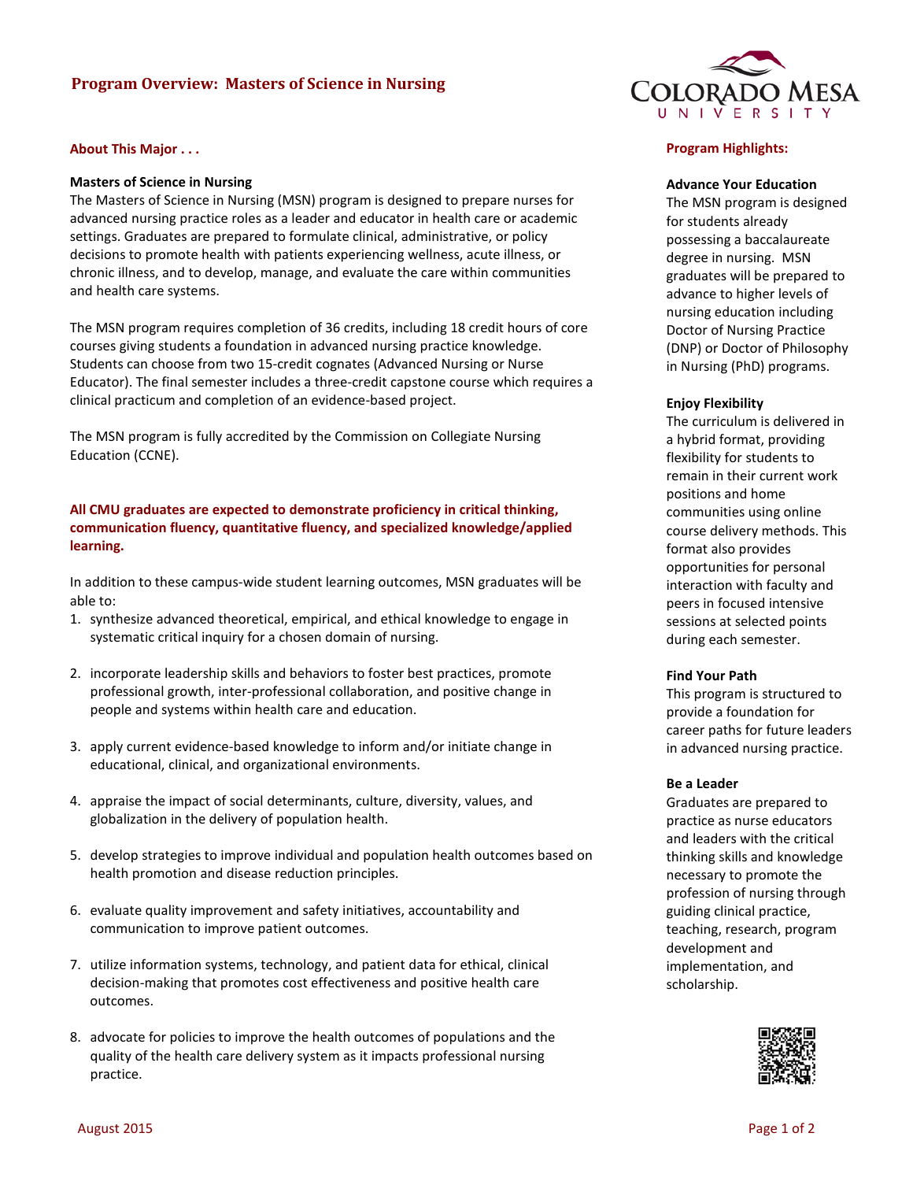# Program Overview: Masters of Science in Nursing

## About This Major . . .

### Masters of Science in Nursing

The Masters of Science in Nursing (MSN) program is designed to prepare nurses for advanced nursing practice roles as a leader and educator in health care or academic settings. Graduates are prepared to formulate clinical, administrative, or policy decisions to promote health with patients experiencing wellness, acute illness, or chronic illness, and to develop, manage, and evaluate the care within communities and health care systems.

The MSN program requires completion of 36 credits, including 18 credit hours of core courses giving students a foundation in advanced nursing practice knowledge. Students can choose from two 15-credit cognates (Advanced Nursing or Nurse Educator). The final semester includes a three-credit capstone course which requires a clinical practicum and completion of an evidence-based project.

The MSN program is fully accredited by the Commission on Collegiate Nursing Education (CCNE).

**All CMU graduates are expected to demonstrate proficiency in critical thinking, communication fluency, quantitative fluency, and specialized knowledge/applied learning.**

In addition to these campus-wide student learning outcomes, MSN graduates will be able to:

1. synthesize advanced theoretical, empirical, and ethical knowledge to engage in systematic critical inquiry for a chosen domain of nursing.
2. incorporate leadership skills and behaviors to foster best practices, promote professional growth, inter-professional collaboration, and positive change in people and systems within health care and education.
3. apply current evidence-based knowledge to inform and/or initiate change in educational, clinical, and organizational environments.
4. appraise the impact of social determinants, culture, diversity, values, and globalization in the delivery of population health.
5. develop strategies to improve individual and population health outcomes based on health promotion and disease reduction principles.
6. evaluate quality improvement and safety initiatives, accountability and communication to improve patient outcomes.
7. utilize information systems, technology, and patient data for ethical, clinical decision-making that promotes cost effectiveness and positive health care outcomes.
8. advocate for policies to improve the health outcomes of populations and the quality of the health care delivery system as it impacts professional nursing practice.

## Program Highlights:

### Advance Your Education

The MSN program is designed for students already possessing a baccalaureate degree in nursing. MSN graduates will be prepared to advance to higher levels of nursing education including Doctor of Nursing Practice (DNP) or Doctor of Philosophy in Nursing (PhD) programs.

### Enjoy Flexibility

The curriculum is delivered in a hybrid format, providing flexibility for students to remain in their current work positions and home communities using online course delivery methods. This format also provides opportunities for personal interaction with faculty and peers in focused intensive sessions at selected points during each semester.

### Find Your Path

This program is structured to provide a foundation for career paths for future leaders in advanced nursing practice.

### Be a Leader

Graduates are prepared to practice as nurse educators and leaders with the critical thinking skills and knowledge necessary to promote the profession of nursing through guiding clinical practice, teaching, research, program development and implementation, and scholarship.

August 2015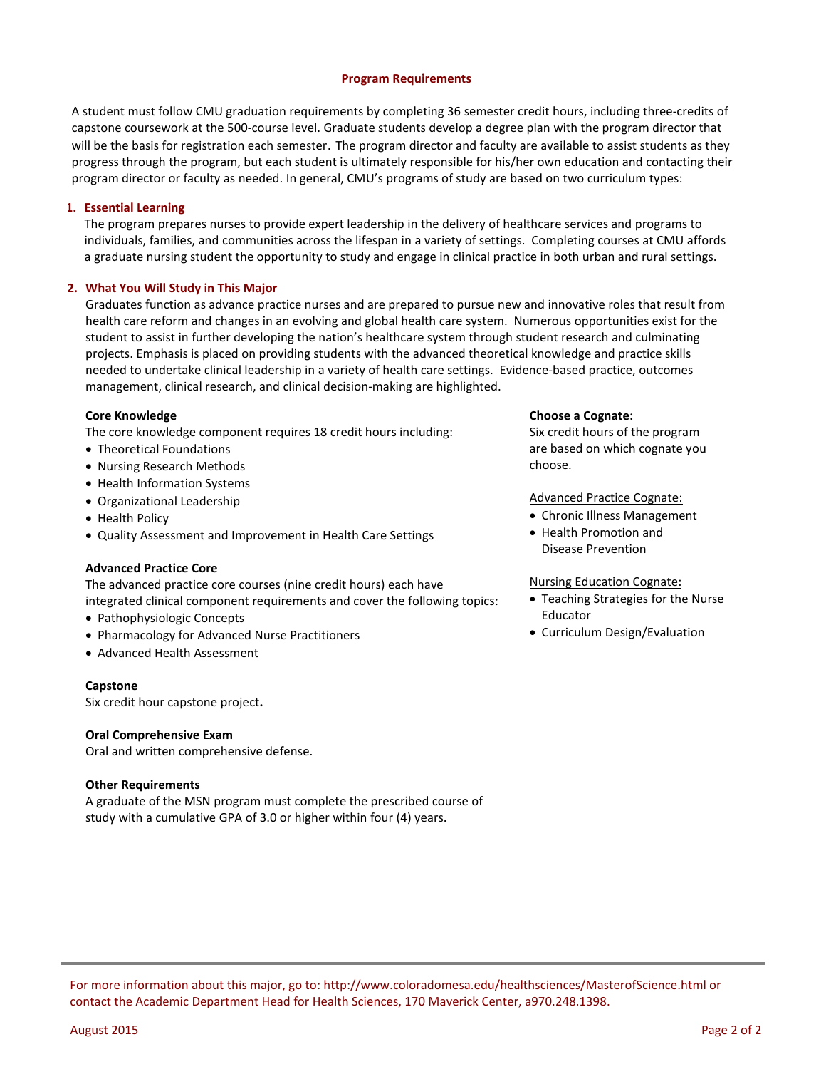## Program Requirements

A student must follow CMU graduation requirements by completing 36 semester credit hours, including three-credits of capstone coursework at the 500-course level. Graduate students develop a degree plan with the program director that will be the basis for registration each semester. The program director and faculty are available to assist students as they progress through the program, but each student is ultimately responsible for his/her own education and contacting their program director or faculty as needed. In general, CMU's programs of study are based on two curriculum types:

### 1. Essential Learning

The program prepares nurses to provide expert leadership in the delivery of healthcare services and programs to individuals, families, and communities across the lifespan in a variety of settings. Completing courses at CMU affords a graduate nursing student the opportunity to study and engage in clinical practice in both urban and rural settings.

### 2. What You Will Study in This Major

Graduates function as advance practice nurses and are prepared to pursue new and innovative roles that result from health care reform and changes in an evolving and global health care system. Numerous opportunities exist for the student to assist in further developing the nation's healthcare system through student research and culminating projects. Emphasis is placed on providing students with the advanced theoretical knowledge and practice skills needed to undertake clinical leadership in a variety of health care settings. Evidence-based practice, outcomes management, clinical research, and clinical decision-making are highlighted.

**Core Knowledge**

The core knowledge component requires 18 credit hours including:

- Theoretical Foundations
- Nursing Research Methods
- Health Information Systems
- Organizational Leadership
- Health Policy
- Quality Assessment and Improvement in Health Care Settings

**Advanced Practice Core**

The advanced practice core courses (nine credit hours) each have integrated clinical component requirements and cover the following topics:

- Pathophysiologic Concepts
- Pharmacology for Advanced Nurse Practitioners
- Advanced Health Assessment

**Capstone**

Six credit hour capstone project.

**Oral Comprehensive Exam**

Oral and written comprehensive defense.

**Other Requirements**

A graduate of the MSN program must complete the prescribed course of study with a cumulative GPA of 3.0 or higher within four (4) years.

**Choose a Cognate:**

Six credit hours of the program are based on which cognate you choose.

Advanced Practice Cognate:

- Chronic Illness Management
- Health Promotion and Disease Prevention

Nursing Education Cognate:

- Teaching Strategies for the Nurse Educator
- Curriculum Design/Evaluation

For more information about this major, go to: http://www.coloradomesa.edu/healthsciences/MasterofScience.html or contact the Academic Department Head for Health Sciences, 170 Maverick Center, a970.248.1398.

August 2015